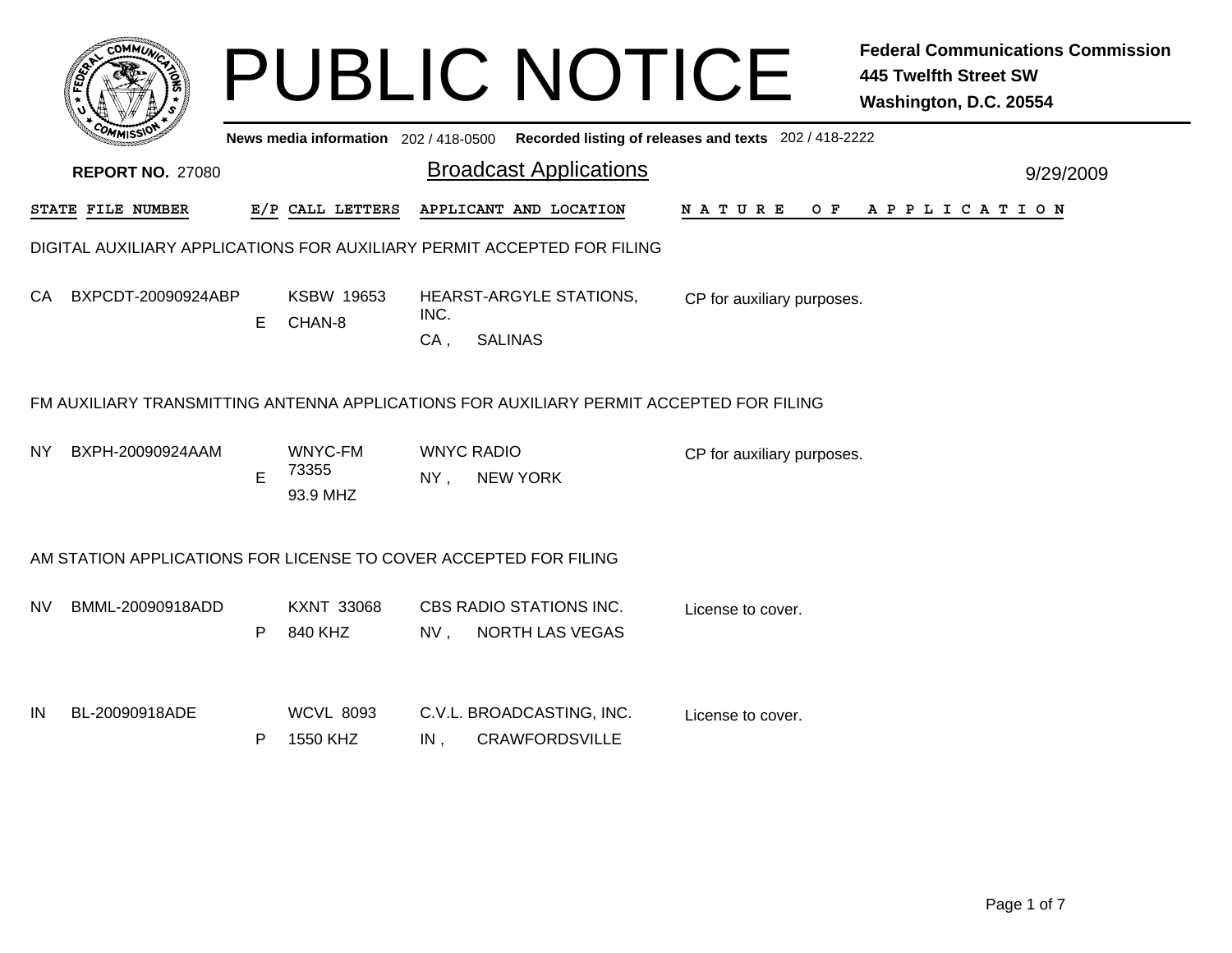# PUBLIC NOTICE

**Federal Communications Commission**
**445 Twelfth Street SW**
**Washington, D.C. 20554**

**News media information** 202 / 418-0500 **Recorded listing of releases and texts** 202 / 418-2222

**REPORT NO.** 27080

## Broadcast Applications

9/29/2009

| STATE | FILE NUMBER | E/P | CALL LETTERS | APPLICANT AND LOCATION | NATURE OF APPLICATION |
|---|---|---|---|---|---|

### DIGITAL AUXILIARY APPLICATIONS FOR AUXILIARY PERMIT ACCEPTED FOR FILING

| STATE | FILE NUMBER | E/P | CALL LETTERS | APPLICANT AND LOCATION | NATURE OF APPLICATION |
|---|---|---|---|---|---|
| CA | BXPCDT-20090924ABP | E | KSBW 19653 CHAN-8 | HEARST-ARGYLE STATIONS, INC. CA , SALINAS | CP for auxiliary purposes. |

### FM AUXILIARY TRANSMITTING ANTENNA APPLICATIONS FOR AUXILIARY PERMIT ACCEPTED FOR FILING

| STATE | FILE NUMBER | E/P | CALL LETTERS | APPLICANT AND LOCATION | NATURE OF APPLICATION |
|---|---|---|---|---|---|
| NY | BXPH-20090924AAM | E | WNYC-FM 73355 93.9 MHZ | WNYC RADIO NY , NEW YORK | CP for auxiliary purposes. |

### AM STATION APPLICATIONS FOR LICENSE TO COVER ACCEPTED FOR FILING

| STATE | FILE NUMBER | E/P | CALL LETTERS | APPLICANT AND LOCATION | NATURE OF APPLICATION |
|---|---|---|---|---|---|
| NV | BMML-20090918ADD | P | KXNT 33068 840 KHZ | CBS RADIO STATIONS INC. NV , NORTH LAS VEGAS | License to cover. |
| IN | BL-20090918ADE | P | WCVL 8093 1550 KHZ | C.V.L. BROADCASTING, INC. IN , CRAWFORDSVILLE | License to cover. |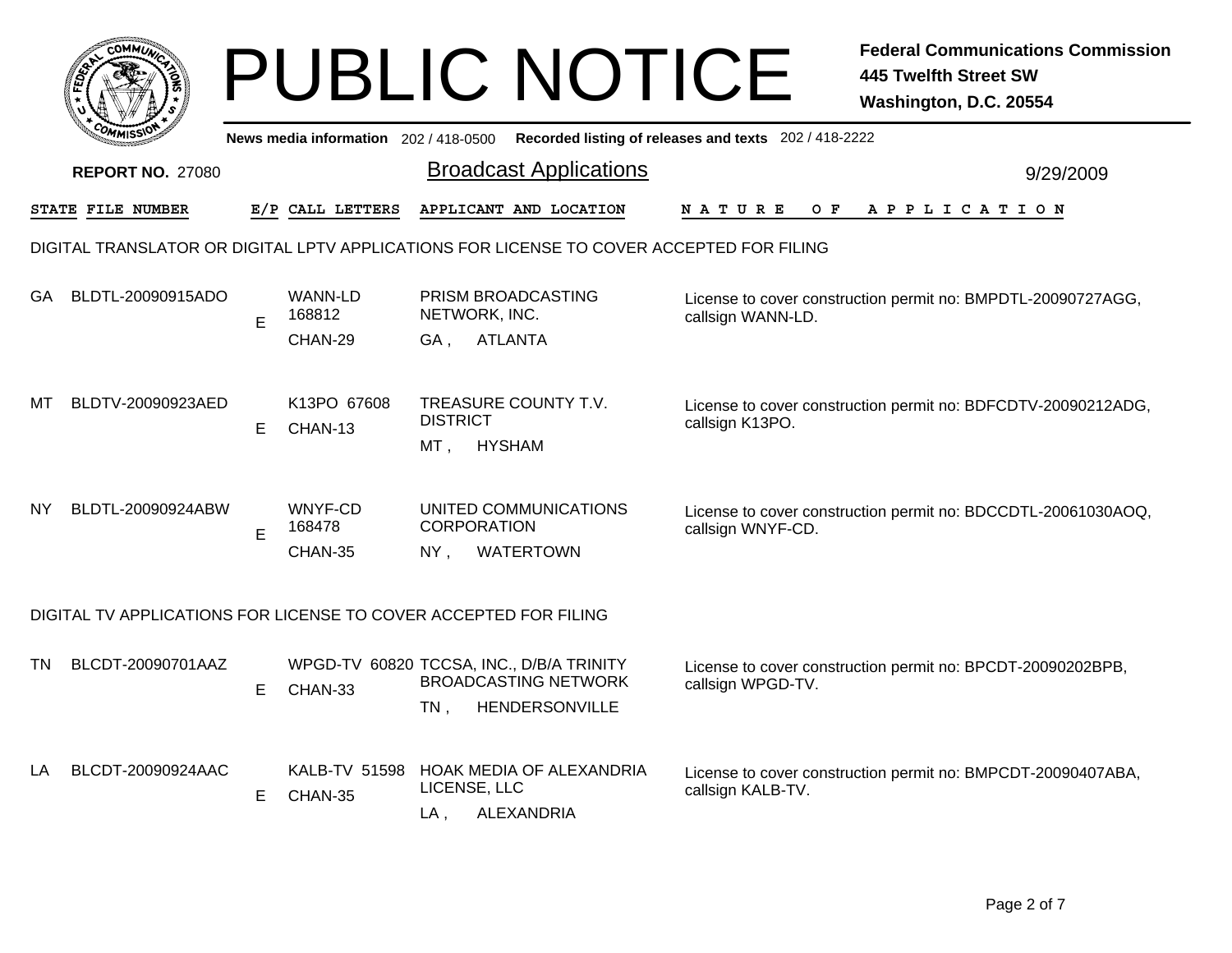# PUBLIC NOTICE

**Federal Communications Commission**
**445 Twelfth Street SW**
**Washington, D.C. 20554**

News media information 202 / 418-0500 Recorded listing of releases and texts 202 / 418-2222

**REPORT NO.** 27080

## Broadcast Applications

9/29/2009

| STATE | FILE NUMBER | E/P | CALL LETTERS | APPLICANT AND LOCATION | NATURE OF APPLICATION |
|---|---|---|---|---|---|

### DIGITAL TRANSLATOR OR DIGITAL LPTV APPLICATIONS FOR LICENSE TO COVER ACCEPTED FOR FILING

| STATE | FILE NUMBER | E/P | CALL LETTERS | APPLICANT AND LOCATION | NATURE OF APPLICATION |
|---|---|---|---|---|---|
| GA | BLDTL-20090915ADO | E | WANN-LD 168812 CHAN-29 | PRISM BROADCASTING NETWORK, INC. GA , ATLANTA | License to cover construction permit no: BMPDTL-20090727AGG, callsign WANN-LD. |
| MT | BLDTV-20090923AED | E | K13PO 67608 CHAN-13 | TREASURE COUNTY T.V. DISTRICT MT , HYSHAM | License to cover construction permit no: BDFCDTV-20090212ADG, callsign K13PO. |
| NY | BLDTL-20090924ABW | E | WNYF-CD 168478 CHAN-35 | UNITED COMMUNICATIONS CORPORATION NY , WATERTOWN | License to cover construction permit no: BDCCDTL-20061030AOQ, callsign WNYF-CD. |

### DIGITAL TV APPLICATIONS FOR LICENSE TO COVER ACCEPTED FOR FILING

| STATE | FILE NUMBER | E/P | CALL LETTERS | APPLICANT AND LOCATION | NATURE OF APPLICATION |
|---|---|---|---|---|---|
| TN | BLCDT-20090701AAZ | E | WPGD-TV 60820 CHAN-33 | TCCSA, INC., D/B/A TRINITY BROADCASTING NETWORK TN , HENDERSONVILLE | License to cover construction permit no: BPCDT-20090202BPB, callsign WPGD-TV. |
| LA | BLCDT-20090924AAC | E | KALB-TV 51598 CHAN-35 | HOAK MEDIA OF ALEXANDRIA LICENSE, LLC LA , ALEXANDRIA | License to cover construction permit no: BMPCDT-20090407ABA, callsign KALB-TV. |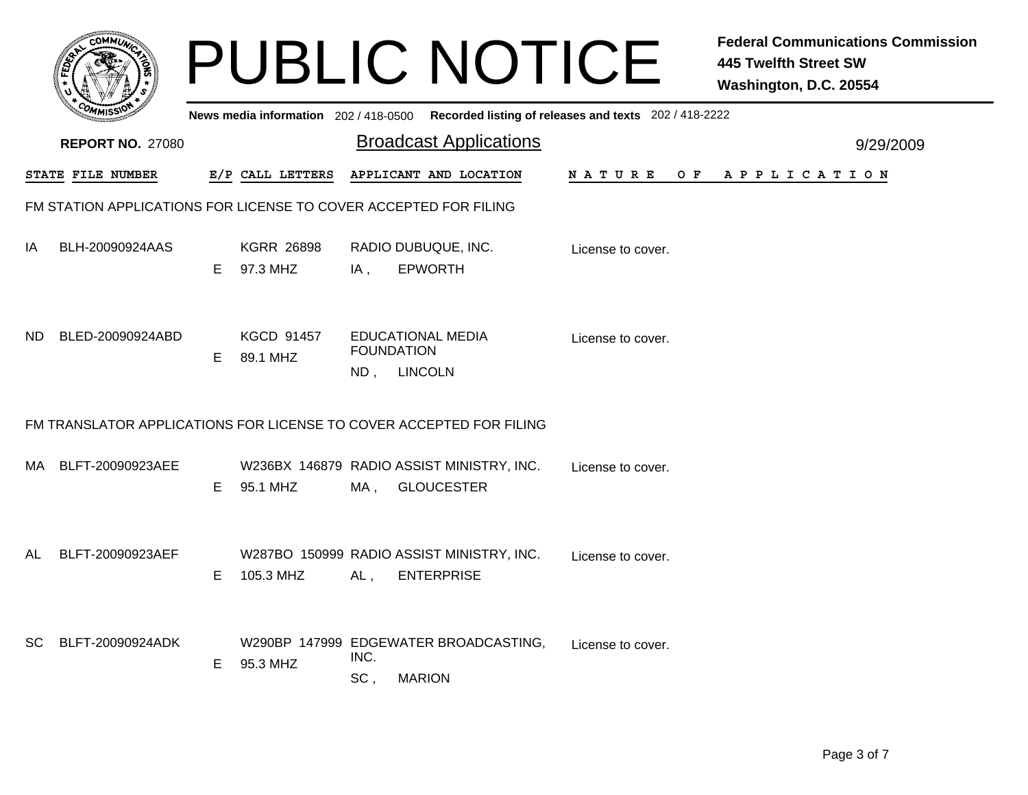# PUBLIC NOTICE

**Federal Communications Commission**
**445 Twelfth Street SW**
**Washington, D.C. 20554**

**News media information** 202 / 418-0500 **Recorded listing of releases and texts** 202 / 418-2222

**REPORT NO.** 27080

## Broadcast Applications

9/29/2009

### FM STATION APPLICATIONS FOR LICENSE TO COVER ACCEPTED FOR FILING

| STATE | FILE NUMBER | E/P | CALL LETTERS | APPLICANT AND LOCATION | NATURE OF APPLICATION |
|---|---|---|---|---|---|
| IA | BLH-20090924AAS | E | KGRR 26898<br>97.3 MHZ | RADIO DUBUQUE, INC.<br>IA , EPWORTH | License to cover. |
| ND | BLED-20090924ABD | E | KGCD 91457<br>89.1 MHZ | EDUCATIONAL MEDIA FOUNDATION<br>ND , LINCOLN | License to cover. |

### FM TRANSLATOR APPLICATIONS FOR LICENSE TO COVER ACCEPTED FOR FILING

| STATE | FILE NUMBER | E/P | CALL LETTERS | APPLICANT AND LOCATION | NATURE OF APPLICATION |
|---|---|---|---|---|---|
| MA | BLFT-20090923AEE | E | W236BX 146879<br>95.1 MHZ | RADIO ASSIST MINISTRY, INC.<br>MA , GLOUCESTER | License to cover. |
| AL | BLFT-20090923AEF | E | W287BO 150999<br>105.3 MHZ | RADIO ASSIST MINISTRY, INC.<br>AL , ENTERPRISE | License to cover. |
| SC | BLFT-20090924ADK | E | W290BP 147999<br>95.3 MHZ | EDGEWATER BROADCASTING, INC.<br>SC , MARION | License to cover. |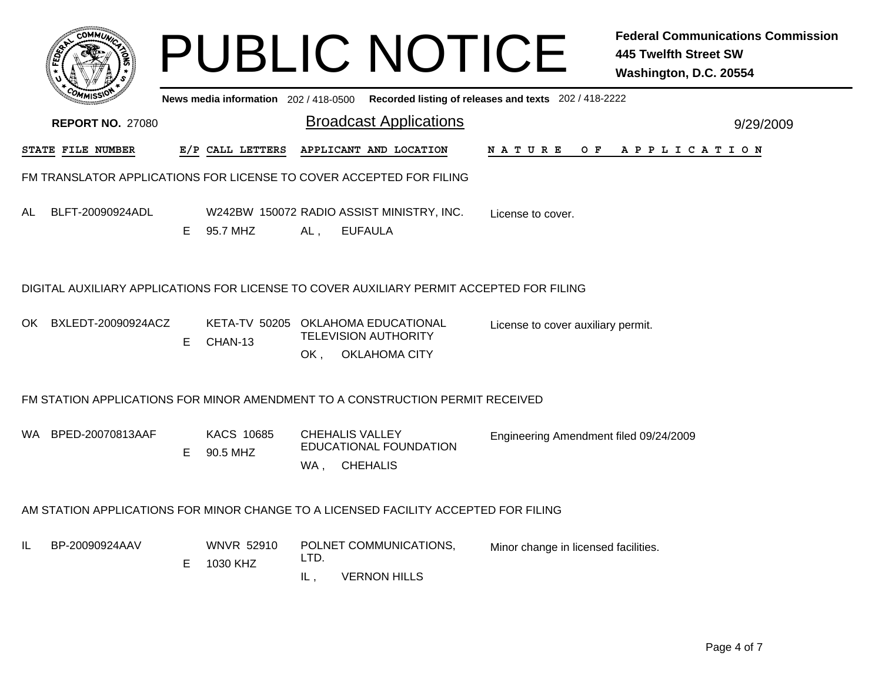# PUBLIC NOTICE

**Federal Communications Commission**
**445 Twelfth Street SW**
**Washington, D.C. 20554**

News media information 202 / 418-0500 Recorded listing of releases and texts 202 / 418-2222

**REPORT NO. 27080**

## Broadcast Applications

9/29/2009

| STATE | FILE NUMBER | E/P | CALL LETTERS | APPLICANT AND LOCATION | NATURE OF APPLICATION |
|---|---|---|---|---|---|

### FM TRANSLATOR APPLICATIONS FOR LICENSE TO COVER ACCEPTED FOR FILING

| STATE | FILE NUMBER | E/P | CALL LETTERS | APPLICANT AND LOCATION | NATURE OF APPLICATION |
|---|---|---|---|---|---|
| AL | BLFT-20090924ADL | E | W242BW 150072 95.7 MHZ | RADIO ASSIST MINISTRY, INC. AL , EUFAULA | License to cover. |

### DIGITAL AUXILIARY APPLICATIONS FOR LICENSE TO COVER AUXILIARY PERMIT ACCEPTED FOR FILING

| STATE | FILE NUMBER | E/P | CALL LETTERS | APPLICANT AND LOCATION | NATURE OF APPLICATION |
|---|---|---|---|---|---|
| OK | BXLEDT-20090924ACZ | E | KETA-TV 50205 CHAN-13 | OKLAHOMA EDUCATIONAL TELEVISION AUTHORITY OK , OKLAHOMA CITY | License to cover auxiliary permit. |

### FM STATION APPLICATIONS FOR MINOR AMENDMENT TO A CONSTRUCTION PERMIT RECEIVED

| STATE | FILE NUMBER | E/P | CALL LETTERS | APPLICANT AND LOCATION | NATURE OF APPLICATION |
|---|---|---|---|---|---|
| WA | BPED-20070813AAF | E | KACS 10685 90.5 MHZ | CHEHALIS VALLEY EDUCATIONAL FOUNDATION WA , CHEHALIS | Engineering Amendment filed 09/24/2009 |

### AM STATION APPLICATIONS FOR MINOR CHANGE TO A LICENSED FACILITY ACCEPTED FOR FILING

| STATE | FILE NUMBER | E/P | CALL LETTERS | APPLICANT AND LOCATION | NATURE OF APPLICATION |
|---|---|---|---|---|---|
| IL | BP-20090924AAV | E | WNVR 52910 1030 KHZ | POLNET COMMUNICATIONS, LTD. IL , VERNON HILLS | Minor change in licensed facilities. |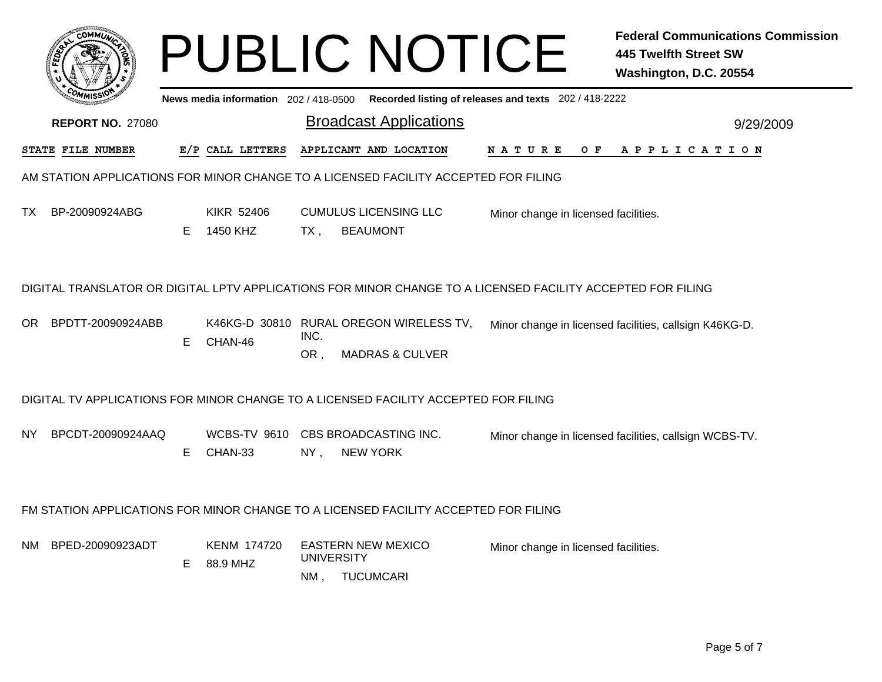# PUBLIC NOTICE

**Federal Communications Commission**
**445 Twelfth Street SW**
**Washington, D.C. 20554**

News media information 202 / 418-0500 **Recorded listing of releases and texts** 202 / 418-2222

**REPORT NO.** 27080

## Broadcast Applications

9/29/2009

### AM STATION APPLICATIONS FOR MINOR CHANGE TO A LICENSED FACILITY ACCEPTED FOR FILING

| STATE | FILE NUMBER | E/P | CALL LETTERS | APPLICANT AND LOCATION | NATURE OF APPLICATION |
|---|---|---|---|---|---|
| TX | BP-20090924ABG | E | KIKR 52406<br>1450 KHZ | CUMULUS LICENSING LLC<br>TX , BEAUMONT | Minor change in licensed facilities. |

### DIGITAL TRANSLATOR OR DIGITAL LPTV APPLICATIONS FOR MINOR CHANGE TO A LICENSED FACILITY ACCEPTED FOR FILING

| STATE | FILE NUMBER | E/P | CALL LETTERS | APPLICANT AND LOCATION | NATURE OF APPLICATION |
|---|---|---|---|---|---|
| OR | BPDTT-20090924ABB | E | K46KG-D 30810<br>CHAN-46 | RURAL OREGON WIRELESS TV, INC.<br>OR , MADRAS & CULVER | Minor change in licensed facilities, callsign K46KG-D. |

### DIGITAL TV APPLICATIONS FOR MINOR CHANGE TO A LICENSED FACILITY ACCEPTED FOR FILING

| STATE | FILE NUMBER | E/P | CALL LETTERS | APPLICANT AND LOCATION | NATURE OF APPLICATION |
|---|---|---|---|---|---|
| NY | BPCDT-20090924AAQ | E | WCBS-TV 9610<br>CHAN-33 | CBS BROADCASTING INC.<br>NY , NEW YORK | Minor change in licensed facilities, callsign WCBS-TV. |

### FM STATION APPLICATIONS FOR MINOR CHANGE TO A LICENSED FACILITY ACCEPTED FOR FILING

| STATE | FILE NUMBER | E/P | CALL LETTERS | APPLICANT AND LOCATION | NATURE OF APPLICATION |
|---|---|---|---|---|---|
| NM | BPED-20090923ADT | E | KENM 174720<br>88.9 MHZ | EASTERN NEW MEXICO UNIVERSITY<br>NM , TUCUMCARI | Minor change in licensed facilities. |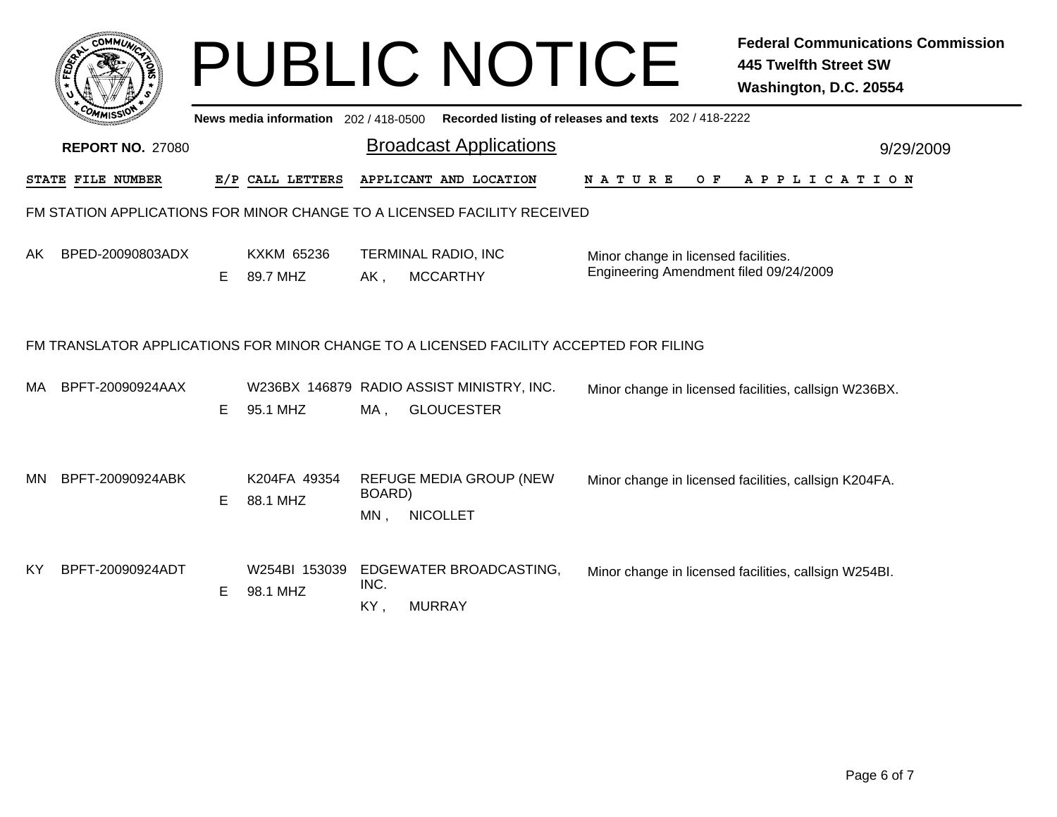# PUBLIC NOTICE

**Federal Communications Commission**
**445 Twelfth Street SW**
**Washington, D.C. 20554**

**News media information** 202 / 418-0500 **Recorded listing of releases and texts** 202 / 418-2222

**REPORT NO.** 27080

## Broadcast Applications

9/29/2009

| STATE | FILE NUMBER | E/P | CALL LETTERS | APPLICANT AND LOCATION | NATURE OF APPLICATION |
|---|---|---|---|---|---|

### FM STATION APPLICATIONS FOR MINOR CHANGE TO A LICENSED FACILITY RECEIVED

| STATE | FILE NUMBER | E/P | CALL LETTERS | APPLICANT AND LOCATION | NATURE OF APPLICATION |
|---|---|---|---|---|---|
| AK | BPED-20090803ADX | E | KXKM 65236<br>89.7 MHZ | TERMINAL RADIO, INC<br>AK , MCCARTHY | Minor change in licensed facilities.<br>Engineering Amendment filed 09/24/2009 |

### FM TRANSLATOR APPLICATIONS FOR MINOR CHANGE TO A LICENSED FACILITY ACCEPTED FOR FILING

| STATE | FILE NUMBER | E/P | CALL LETTERS | APPLICANT AND LOCATION | NATURE OF APPLICATION |
|---|---|---|---|---|---|
| MA | BPFT-20090924AAX | E | W236BX 146879<br>95.1 MHZ | RADIO ASSIST MINISTRY, INC.<br>MA , GLOUCESTER | Minor change in licensed facilities, callsign W236BX. |
| MN | BPFT-20090924ABK | E | K204FA 49354<br>88.1 MHZ | REFUGE MEDIA GROUP (NEW BOARD)<br>MN , NICOLLET | Minor change in licensed facilities, callsign K204FA. |
| KY | BPFT-20090924ADT | E | W254BI 153039<br>98.1 MHZ | EDGEWATER BROADCASTING, INC.<br>KY , MURRAY | Minor change in licensed facilities, callsign W254BI. |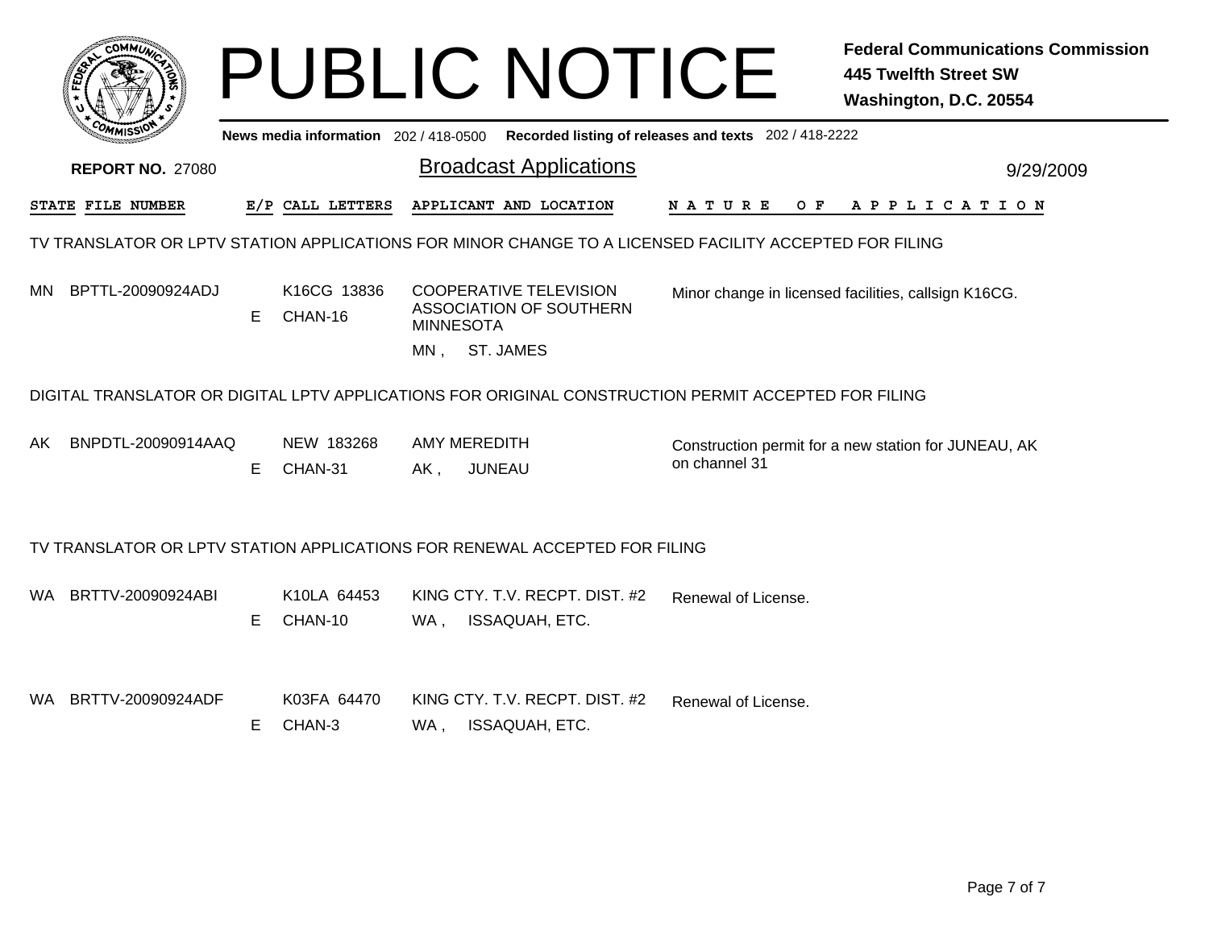# PUBLIC NOTICE

**Federal Communications Commission**
**445 Twelfth Street SW**
**Washington, D.C. 20554**

News media information 202 / 418-0500   Recorded listing of releases and texts 202 / 418-2222

**REPORT NO.** 27080

## Broadcast Applications

9/29/2009

| STATE | FILE NUMBER | E/P | CALL LETTERS | APPLICANT AND LOCATION | NATURE OF APPLICATION |
|---|---|---|---|---|---|

### TV TRANSLATOR OR LPTV STATION APPLICATIONS FOR MINOR CHANGE TO A LICENSED FACILITY ACCEPTED FOR FILING

| STATE | FILE NUMBER | E/P | CALL LETTERS | APPLICANT AND LOCATION | NATURE OF APPLICATION |
|---|---|---|---|---|---|
| MN | BPTTL-20090924ADJ | E | K16CG 13836 CHAN-16 | COOPERATIVE TELEVISION ASSOCIATION OF SOUTHERN MINNESOTA MN , ST. JAMES | Minor change in licensed facilities, callsign K16CG. |

### DIGITAL TRANSLATOR OR DIGITAL LPTV APPLICATIONS FOR ORIGINAL CONSTRUCTION PERMIT ACCEPTED FOR FILING

| STATE | FILE NUMBER | E/P | CALL LETTERS | APPLICANT AND LOCATION | NATURE OF APPLICATION |
|---|---|---|---|---|---|
| AK | BNPDTL-20090914AAQ | E | NEW 183268 CHAN-31 | AMY MEREDITH AK , JUNEAU | Construction permit for a new station for JUNEAU, AK on channel 31 |

### TV TRANSLATOR OR LPTV STATION APPLICATIONS FOR RENEWAL ACCEPTED FOR FILING

| STATE | FILE NUMBER | E/P | CALL LETTERS | APPLICANT AND LOCATION | NATURE OF APPLICATION |
|---|---|---|---|---|---|
| WA | BRTTV-20090924ABI | E | K10LA 64453 CHAN-10 | KING CTY. T.V. RECPT. DIST. #2 WA , ISSAQUAH, ETC. | Renewal of License. |
| WA | BRTTV-20090924ADF | E | K03FA 64470 CHAN-3 | KING CTY. T.V. RECPT. DIST. #2 WA , ISSAQUAH, ETC. | Renewal of License. |